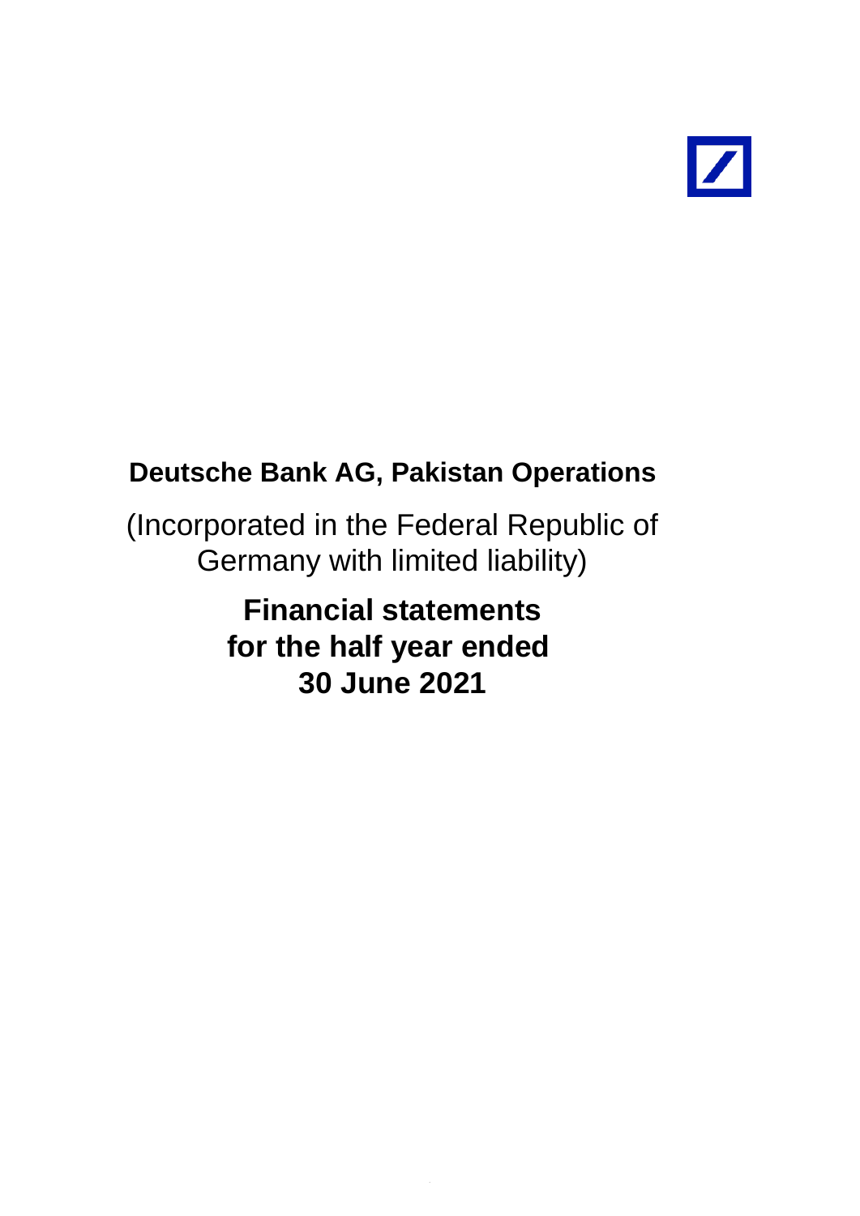# Deutsche Bank AG, Pakistan Operations

(Incorporated in the Federal Republic of Germany with limited liability)

## Financial statements for the half year ended 30 June 2021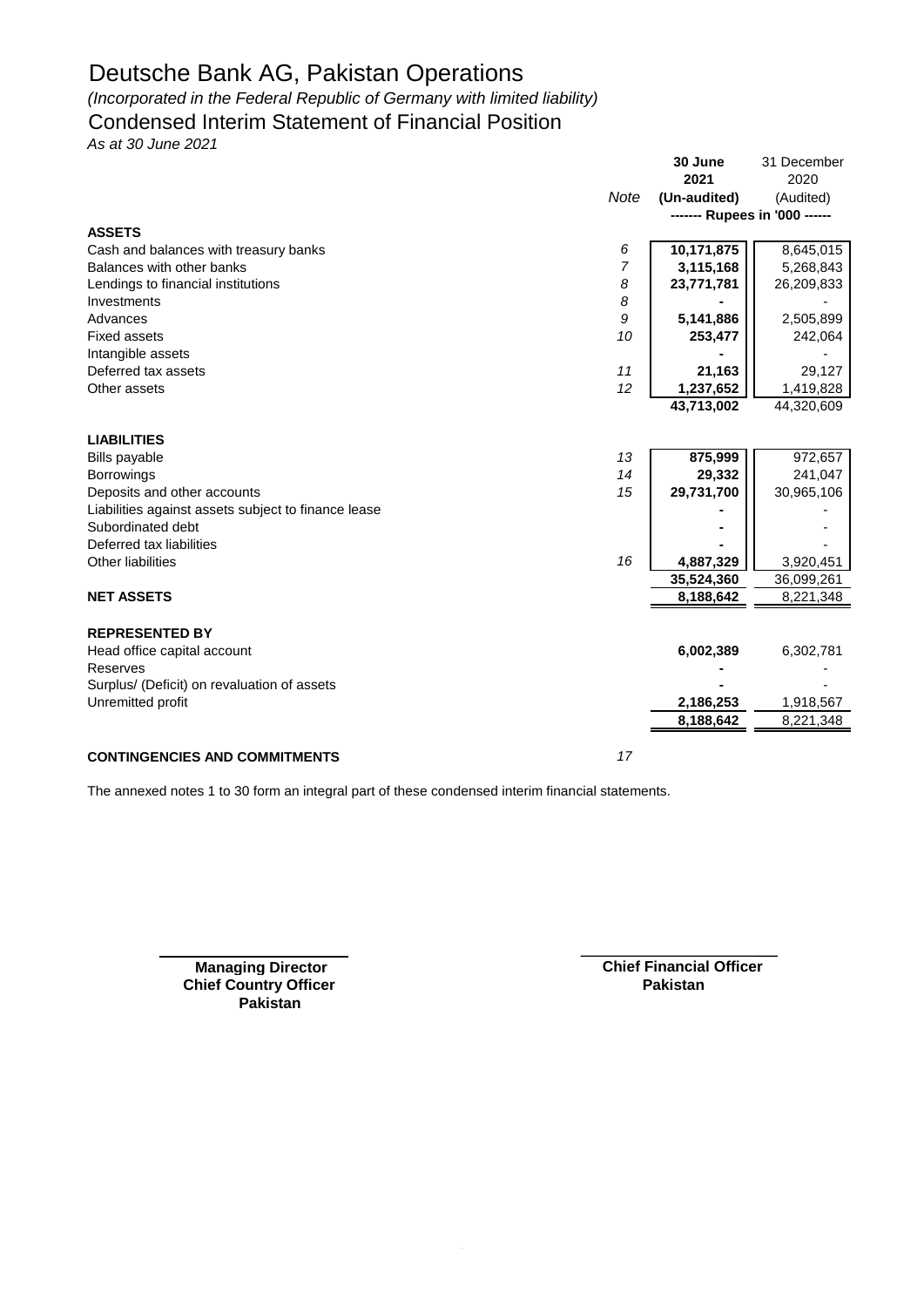# Deutsche Bank AG, Pakistan Operations

*(Incorporated in the Federal Republic of Germany with limited liability)*

## Condensed Interim Statement of Financial Position

*As at 30 June 2021*

| | Note | 30 June 2021 (Un-audited) | 31 December 2020 (Audited) |
|---|---|---|---|
| | | ------- Rupees in '000 ------ | |
| **ASSETS** | | | |
| Cash and balances with treasury banks | 6 | 10,171,875 | 8,645,015 |
| Balances with other banks | 7 | 3,115,168 | 5,268,843 |
| Lendings to financial institutions | 8 | 23,771,781 | 26,209,833 |
| Investments | 8 | - | - |
| Advances | 9 | 5,141,886 | 2,505,899 |
| Fixed assets | 10 | 253,477 | 242,064 |
| Intangible assets | | - | - |
| Deferred tax assets | 11 | 21,163 | 29,127 |
| Other assets | 12 | 1,237,652 | 1,419,828 |
| | | 43,713,002 | 44,320,609 |
| **LIABILITIES** | | | |
| Bills payable | 13 | 875,999 | 972,657 |
| Borrowings | 14 | 29,332 | 241,047 |
| Deposits and other accounts | 15 | 29,731,700 | 30,965,106 |
| Liabilities against assets subject to finance lease | | - | - |
| Subordinated debt | | - | - |
| Deferred tax liabilities | | - | - |
| Other liabilities | 16 | 4,887,329 | 3,920,451 |
| | | 35,524,360 | 36,099,261 |
| **NET ASSETS** | | 8,188,642 | 8,221,348 |
| **REPRESENTED BY** | | | |
| Head office capital account | | 6,002,389 | 6,302,781 |
| Reserves | | - | - |
| Surplus/ (Deficit) on revaluation of assets | | - | - |
| Unremitted profit | | 2,186,253 | 1,918,567 |
| | | 8,188,642 | 8,221,348 |
| **CONTINGENCIES AND COMMITMENTS** | 17 | | |

The annexed notes 1 to 30 form an integral part of these condensed interim financial statements.

**Managing Director**
**Chief Country Officer**
**Pakistan**

**Chief Financial Officer**
**Pakistan**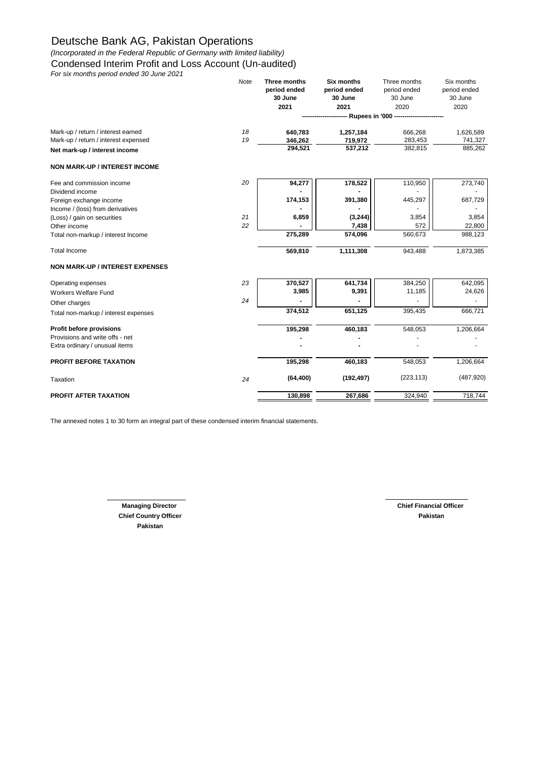# Deutsche Bank AG, Pakistan Operations

*(Incorporated in the Federal Republic of Germany with limited liability)*

## Condensed Interim Profit and Loss Account (Un-audited)

*For six months period ended 30 June 2021*

| | Note | Three months period ended 30 June 2021 | Six months period ended 30 June 2021 | Three months period ended 30 June 2020 | Six months period ended 30 June 2020 |
|---|---|---|---|---|---|
| | | ---------------------- Rupees in '000 ---------------------- | | | |
| Mark-up / return / interest earned | 18 | 640,783 | 1,257,184 | 666,268 | 1,626,589 |
| Mark-up / return / interest expensed | 19 | 346,262 | 719,972 | 283,453 | 741,327 |
| **Net mark-up / interest income** | | 294,521 | 537,212 | 382,815 | 885,262 |
| **NON MARK-UP / INTEREST INCOME** | | | | | |
| Fee and commission income | 20 | 94,277 | 178,522 | 110,950 | 273,740 |
| Dividend income | | - | - | - | - |
| Foreign exchange income | | 174,153 | 391,380 | 445,297 | 687,729 |
| Income / (loss) from derivatives | | - | - | - | - |
| (Loss) / gain on securities | 21 | 6,859 | (3,244) | 3,854 | 3,854 |
| Other income | 22 | - | 7,438 | 572 | 22,800 |
| Total non-markup / interest Income | | 275,289 | 574,096 | 560,673 | 988,123 |
| Total Income | | 569,810 | 1,111,308 | 943,488 | 1,873,385 |
| **NON MARK-UP / INTEREST EXPENSES** | | | | | |
| Operating expenses | 23 | 370,527 | 641,734 | 384,250 | 642,095 |
| Workers Welfare Fund | | 3,985 | 9,391 | 11,185 | 24,626 |
| Other charges | 24 | - | - | - | - |
| Total non-markup / interest expenses | | 374,512 | 651,125 | 395,435 | 666,721 |
| **Profit before provisions** | | 195,298 | 460,183 | 548,053 | 1,206,664 |
| Provisions and write offs - net | | - | - | - | - |
| Extra ordinary / unusual items | | - | - | - | - |
| **PROFIT BEFORE TAXATION** | | 195,298 | 460,183 | 548,053 | 1,206,664 |
| Taxation | 24 | (64,400) | (192,497) | (223,113) | (487,920) |
| **PROFIT AFTER TAXATION** | | 130,898 | 267,686 | 324,940 | 718,744 |

The annexed notes 1 to 30 form an integral part of these condensed interim financial statements.

**Managing Director**
**Chief Country Officer**
**Pakistan**

**Chief Financial Officer**
**Pakistan**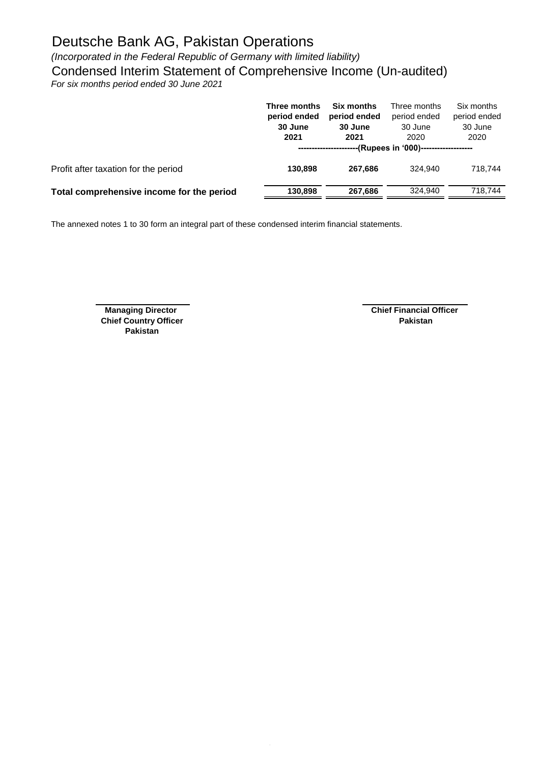# Deutsche Bank AG, Pakistan Operations

*(Incorporated in the Federal Republic of Germany with limited liability)*

## Condensed Interim Statement of Comprehensive Income (Un-audited)

*For six months period ended 30 June 2021*

| | **Three months period ended 30 June 2021** | **Six months period ended 30 June 2021** | Three months period ended 30 June 2020 | Six months period ended 30 June 2020 |
|---|---|---|---|---|
| | ----------------------(Rupees in '000)------------------- | | | |
| Profit after taxation for the period | **130,898** | **267,686** | 324,940 | 718,744 |
| **Total comprehensive income for the period** | **130,898** | **267,686** | 324,940 | 718,744 |

The annexed notes 1 to 30 form an integral part of these condensed interim financial statements.

**Managing Director**
**Chief Country Officer**
**Pakistan**

**Chief Financial Officer**
**Pakistan**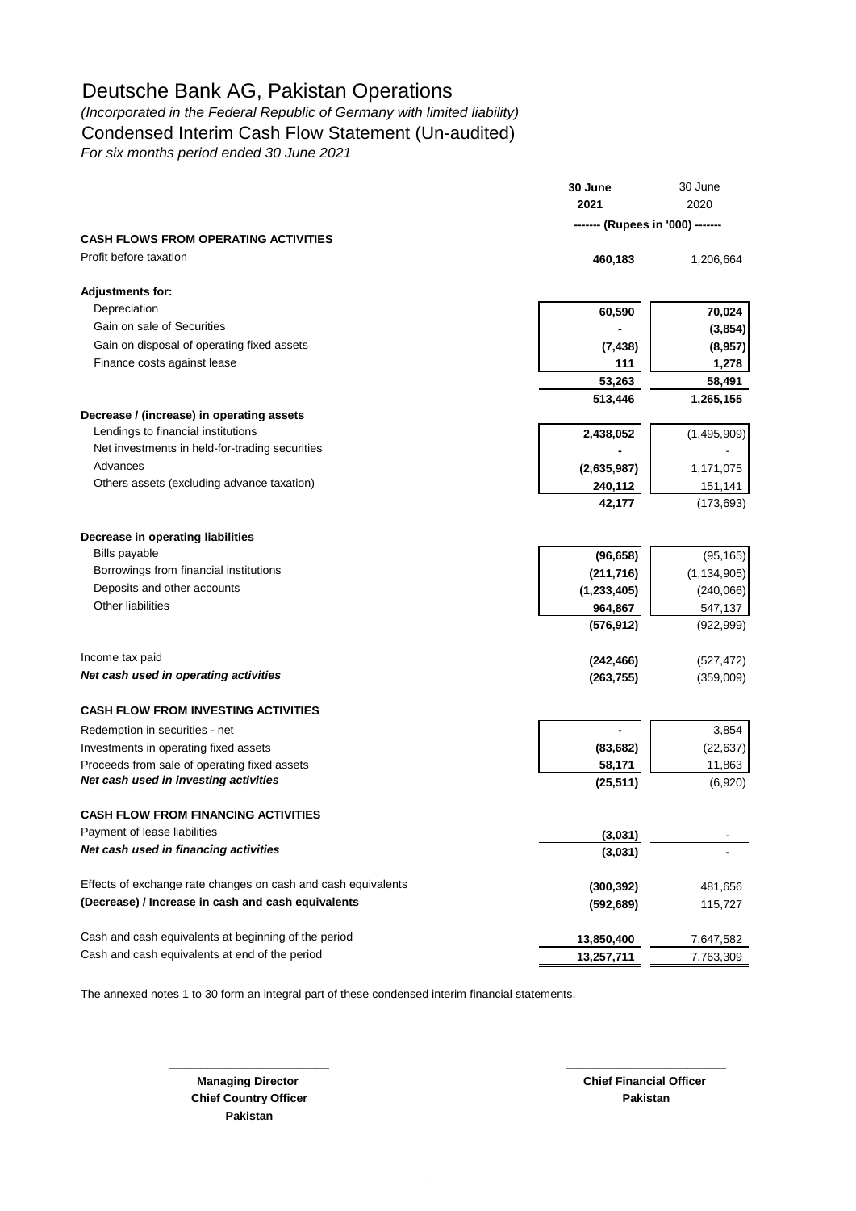# Deutsche Bank AG, Pakistan Operations

*(Incorporated in the Federal Republic of Germany with limited liability)*

## Condensed Interim Cash Flow Statement (Un-audited)

*For six months period ended 30 June 2021*

| | **30 June 2021** | 30 June 2020 |
|---|---|---|
| | ------- (Rupees in '000) ------- | |
| **CASH FLOWS FROM OPERATING ACTIVITIES** | | |
| Profit before taxation | **460,183** | 1,206,664 |
| | | |
| **Adjustments for:** | | |
| Depreciation | **60,590** | **70,024** |
| Gain on sale of Securities | **-** | **(3,854)** |
| Gain on disposal of operating fixed assets | **(7,438)** | **(8,957)** |
| Finance costs against lease | **111** | **1,278** |
| | **53,263** | **58,491** |
| | **513,446** | **1,265,155** |
| **Decrease / (increase) in operating assets** | | |
| Lendings to financial institutions | **2,438,052** | (1,495,909) |
| Net investments in held-for-trading securities | **-** | - |
| Advances | **(2,635,987)** | 1,171,075 |
| Others assets (excluding advance taxation) | **240,112** | 151,141 |
| | **42,177** | (173,693) |
| | | |
| **Decrease in operating liabilities** | | |
| Bills payable | **(96,658)** | (95,165) |
| Borrowings from financial institutions | **(211,716)** | (1,134,905) |
| Deposits and other accounts | **(1,233,405)** | (240,066) |
| Other liabilities | **964,867** | 547,137 |
| | **(576,912)** | (922,999) |
| | | |
| Income tax paid | **(242,466)** | (527,472) |
| ***Net cash used in operating activities*** | **(263,755)** | (359,009) |
| | | |
| **CASH FLOW FROM INVESTING ACTIVITIES** | | |
| Redemption in securities - net | **-** | 3,854 |
| Investments in operating fixed assets | **(83,682)** | (22,637) |
| Proceeds from sale of operating fixed assets | **58,171** | 11,863 |
| ***Net cash used in investing activities*** | **(25,511)** | (6,920) |
| | | |
| **CASH FLOW FROM FINANCING ACTIVITIES** | | |
| Payment of lease liabilities | **(3,031)** | - |
| ***Net cash used in financing activities*** | **(3,031)** | **-** |
| | | |
| Effects of exchange rate changes on cash and cash equivalents | **(300,392)** | 481,656 |
| **(Decrease) / Increase in cash and cash equivalents** | **(592,689)** | 115,727 |
| | | |
| Cash and cash equivalents at beginning of the period | **13,850,400** | 7,647,582 |
| Cash and cash equivalents at end of the period | **13,257,711** | 7,763,309 |

The annexed notes 1 to 30 form an integral part of these condensed interim financial statements.

**Managing Director**
**Chief Country Officer**
**Pakistan**

**Chief Financial Officer**
**Pakistan**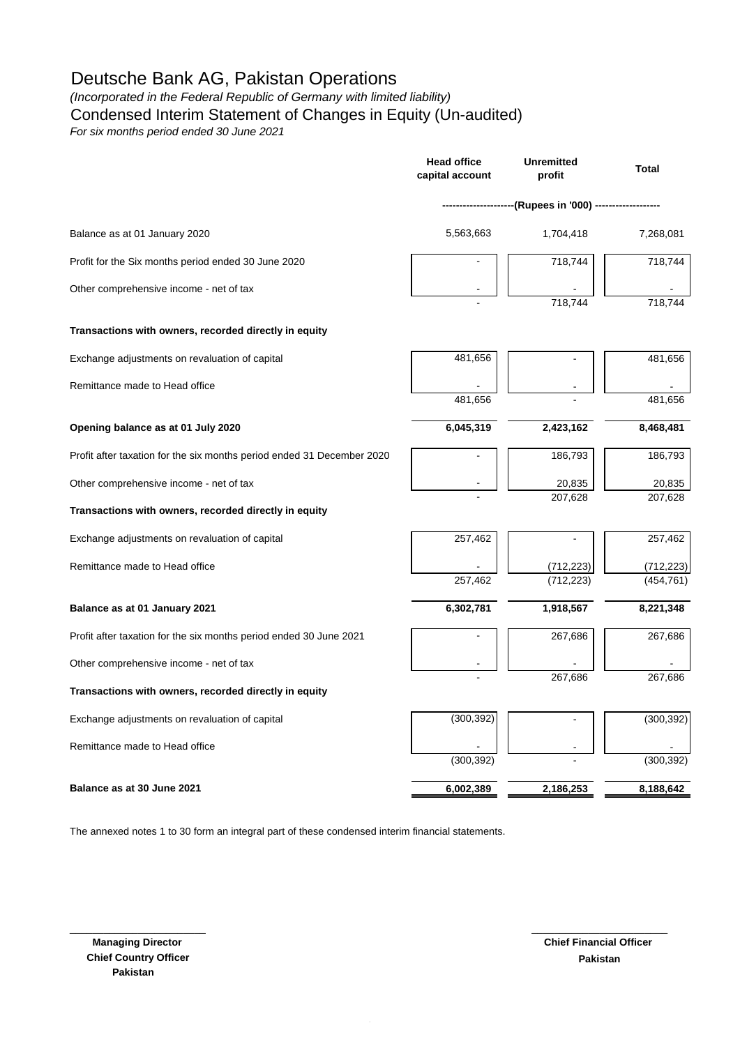# Deutsche Bank AG, Pakistan Operations

*(Incorporated in the Federal Republic of Germany with limited liability)*

## Condensed Interim Statement of Changes in Equity (Un-audited)

*For six months period ended 30 June 2021*

| | Head office capital account | Unremitted profit | Total |
|---|---|---|---|
| | ---------------------(Rupees in '000) ------------------- | | |
| Balance as at 01 January 2020 | 5,563,663 | 1,704,418 | 7,268,081 |
| Profit for the Six months period ended 30 June 2020 | - | 718,744 | 718,744 |
| Other comprehensive income - net of tax | - | - | - |
| | - | 718,744 | 718,744 |
| **Transactions with owners, recorded directly in equity** | | | |
| Exchange adjustments on revaluation of capital | 481,656 | - | 481,656 |
| Remittance made to Head office | - | - | - |
| | 481,656 | - | 481,656 |
| **Opening balance as at 01 July 2020** | **6,045,319** | **2,423,162** | **8,468,481** |
| Profit after taxation for the six months period ended 31 December 2020 | - | 186,793 | 186,793 |
| Other comprehensive income - net of tax | - | 20,835 | 20,835 |
| | - | 207,628 | 207,628 |
| **Transactions with owners, recorded directly in equity** | | | |
| Exchange adjustments on revaluation of capital | 257,462 | - | 257,462 |
| Remittance made to Head office | - | (712,223) | (712,223) |
| | 257,462 | (712,223) | (454,761) |
| **Balance as at 01 January 2021** | **6,302,781** | **1,918,567** | **8,221,348** |
| Profit after taxation for the six months period ended 30 June 2021 | - | 267,686 | 267,686 |
| Other comprehensive income - net of tax | - | - | - |
| | - | 267,686 | 267,686 |
| **Transactions with owners, recorded directly in equity** | | | |
| Exchange adjustments on revaluation of capital | (300,392) | - | (300,392) |
| Remittance made to Head office | - | - | - |
| | (300,392) | - | (300,392) |
| **Balance as at 30 June 2021** | **6,002,389** | **2,186,253** | **8,188,642** |

The annexed notes 1 to 30 form an integral part of these condensed interim financial statements.

**Managing Director**
**Chief Country Officer**
**Pakistan**

**Chief Financial Officer**
**Pakistan**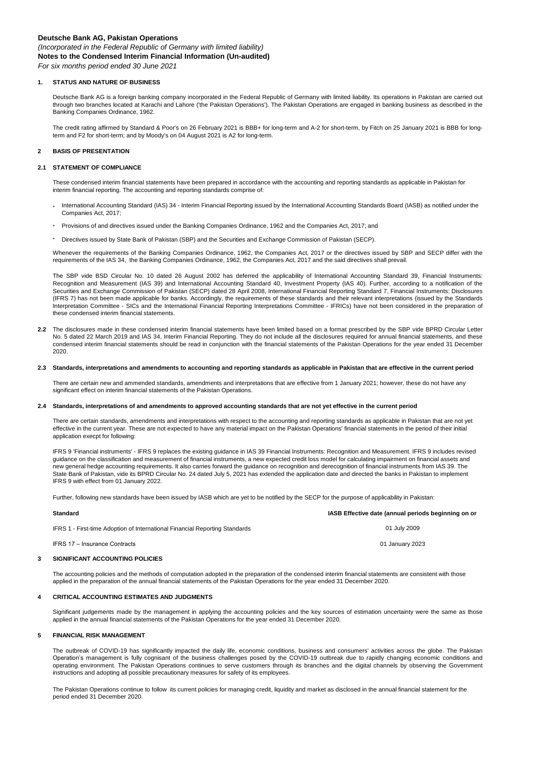**Deutsche Bank AG, Pakistan Operations**

*(Incorporated in the Federal Republic of Germany with limited liability)*

**Notes to the Condensed Interim Financial Information (Un-audited)**

*For six months period ended 30 June 2021*

## 1. STATUS AND NATURE OF BUSINESS

Deutsche Bank AG is a foreign banking company incorporated in the Federal Republic of Germany with limited liability. Its operations in Pakistan are carried out through two branches located at Karachi and Lahore ('the Pakistan Operations'). The Pakistan Operations are engaged in banking business as described in the Banking Companies Ordinance, 1962.

The credit rating affirmed by Standard & Poor's on 26 February 2021 is BBB+ for long-term and A-2 for short-term, by Fitch on 25 January 2021 is BBB for long-term and F2 for short-term; and by Moody's on 04 August 2021 is A2 for long-term.

## 2 BASIS OF PRESENTATION

### 2.1 STATEMENT OF COMPLIANCE

These condensed interim financial statements have been prepared in accordance with the accounting and reporting standards as applicable in Pakistan for interim financial reporting. The accounting and reporting standards comprise of:

- International Accounting Standard (IAS) 34 - Interim Financial Reporting issued by the International Accounting Standards Board (IASB) as notified under the Companies Act, 2017;
- Provisions of and directives issued under the Banking Companies Ordinance, 1962 and the Companies Act, 2017; and
- Directives issued by State Bank of Pakistan (SBP) and the Securities and Exchange Commission of Pakistan (SECP).

Whenever the requirements of the Banking Companies Ordinance, 1962, the Companies Act, 2017 or the directives issued by SBP and SECP differ with the requirements of the IAS 34, the Banking Companies Ordinance, 1962, the Companies Act, 2017 and the said directives shall prevail.

The SBP vide BSD Circular No. 10 dated 26 August 2002 has deferred the applicability of International Accounting Standard 39, Financial Instruments: Recognition and Measurement (IAS 39) and International Accounting Standard 40, Investment Property (IAS 40). Further, according to a notification of the Securities and Exchange Commission of Pakistan (SECP) dated 28 April 2008, International Financial Reporting Standard 7, Financial Instruments: Disclosures (IFRS 7) has not been made applicable for banks. Accordingly, the requirements of these standards and their relevant interpretations (issued by the Standards Interpretation Committee - SICs and the International Financial Reporting Interpretations Committee - IFRICs) have not been considered in the preparation of these condensed interim financial statements.

**2.2** The disclosures made in these condensed interim financial statements have been limited based on a format prescribed by the SBP vide BPRD Circular Letter No. 5 dated 22 March 2019 and IAS 34, Interim Financial Reporting. They do not include all the disclosures required for annual financial statements, and these condensed interim financial statements should be read in conjunction with the financial statements of the Pakistan Operations for the year ended 31 December 2020.

### 2.3 Standards, interpretations and amendments to accounting and reporting standards as applicable in Pakistan that are effective in the current period

There are certain new and ammended standards, amendments and interpretations that are effective from 1 January 2021; however, these do not have any significant effect on interim financial statements of the Pakistan Operations.

### 2.4 Standards, interpretations of and amendments to approved accounting standards that are not yet effective in the current period

There are certain standards, amendments and interpretations with respect to the accounting and reporting standards as applicable in Pakistan that are not yet effective in the current year. These are not expected to have any material impact on the Pakistan Operations' financial statements in the period of their initial application execpt for following:

IFRS 9 'Financial instruments' - IFRS 9 replaces the existing guidance in IAS 39 Financial Instruments: Recognition and Measurement. IFRS 9 includes revised guidance on the classification and measurement of financial instruments, a new expected credit loss model for calculating impairment on financial assets and new general hedge accounting requirements. It also carries forward the guidance on recognition and derecognition of financial instruments from IAS 39. The State Bank of Pakistan, vide its BPRD Circular No. 24 dated July 5, 2021 has extended the application date and directed the banks in Pakistan to implement IFRS 9 with effect from 01 January 2022.

Further, following new standards have been issued by IASB which are yet to be notified by the SECP for the purpose of applicability in Pakistan:

| Standard | IASB Effective date (annual periods beginning on or |
|---|---|
| IFRS 1 - First-time Adoption of International Financial Reporting Standards | 01 July 2009 |
| IFRS 17 – Insurance Contracts | 01 January 2023 |

## 3 SIGNIFICANT ACCOUNTING POLICIES

The accounting policies and the methods of computation adopted in the preparation of the condensed interim financial statements are consistent with those applied in the preparation of the annual financial statements of the Pakistan Operations for the year ended 31 December 2020.

## 4 CRITICAL ACCOUNTING ESTIMATES AND JUDGMENTS

Significant judgements made by the management in applying the accounting policies and the key sources of estimation uncertainty were the same as those applied in the annual financial statements of the Pakistan Operations for the year ended 31 December 2020.

## 5 FINANCIAL RISK MANAGEMENT

The outbreak of COVID-19 has significantly impacted the daily life, economic conditions, business and consumers' activities across the globe. The Pakistan Operation's management is fully cognisant of the business challenges posed by the COVID-19 outbreak due to rapidly changing economic conditions and operating environment. The Pakistan Operations continues to serve customers through its branches and the digital channels by observing the Government instructions and adopting all possible precautionary measures for safety of its employees.

The Pakistan Operations continue to follow its current policies for managing credit, liquidity and market as disclosed in the annual financial statement for the period ended 31 December 2020.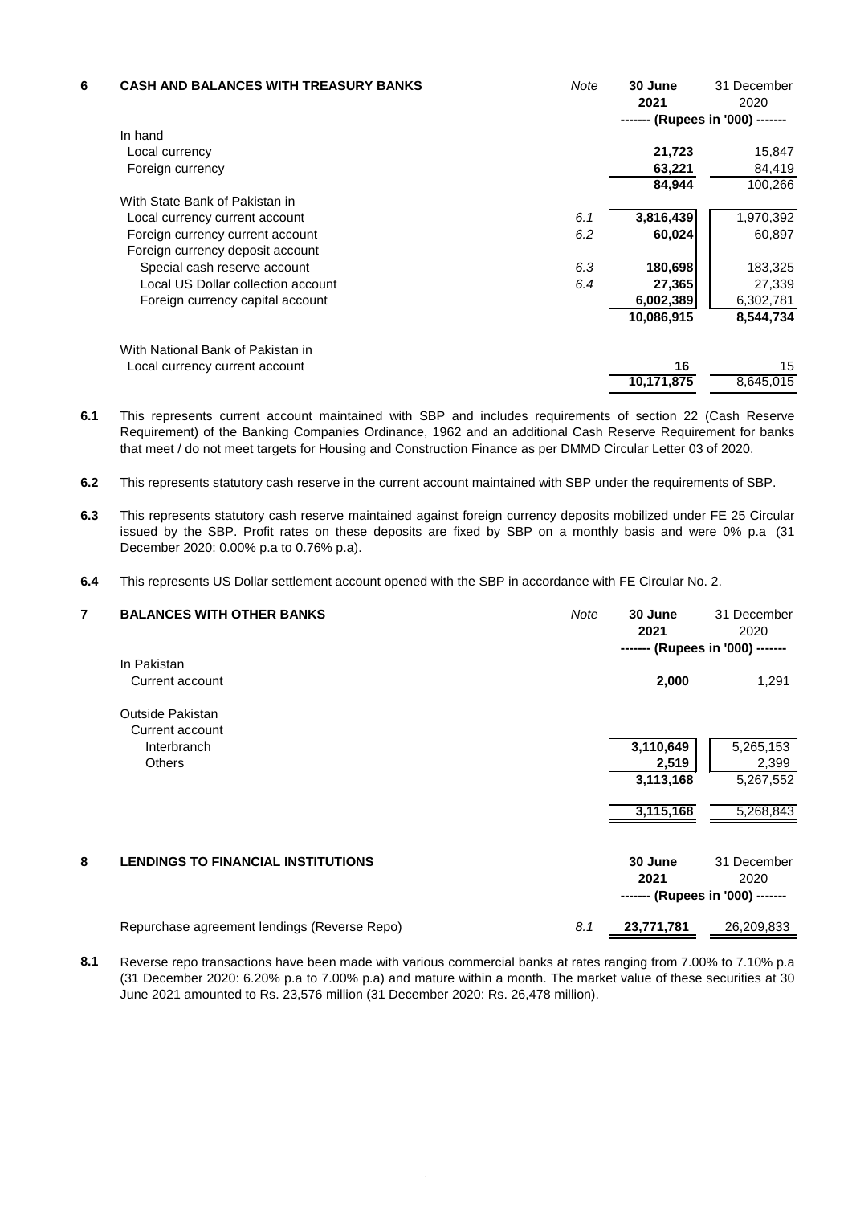## 6 CASH AND BALANCES WITH TREASURY BANKS

| | Note | 30 June 2021 | 31 December 2020 |
|---|---|---|---|
| | | ------- (Rupees in '000) ------- | |
| In hand | | | |
| Local currency | | **21,723** | 15,847 |
| Foreign currency | | **63,221** | 84,419 |
| | | **84,944** | 100,266 |
| With State Bank of Pakistan in | | | |
| Local currency current account | 6.1 | **3,816,439** | 1,970,392 |
| Foreign currency current account | 6.2 | **60,024** | 60,897 |
| Foreign currency deposit account | | | |
| Special cash reserve account | 6.3 | **180,698** | 183,325 |
| Local US Dollar collection account | 6.4 | **27,365** | 27,339 |
| Foreign currency capital account | | **6,002,389** | 6,302,781 |
| | | **10,086,915** | 8,544,734 |
| With National Bank of Pakistan in | | | |
| Local currency current account | | **16** | 15 |
| | | **10,171,875** | 8,645,015 |

**6.1** This represents current account maintained with SBP and includes requirements of section 22 (Cash Reserve Requirement) of the Banking Companies Ordinance, 1962 and an additional Cash Reserve Requirement for banks that meet / do not meet targets for Housing and Construction Finance as per DMMD Circular Letter 03 of 2020.

**6.2** This represents statutory cash reserve in the current account maintained with SBP under the requirements of SBP.

**6.3** This represents statutory cash reserve maintained against foreign currency deposits mobilized under FE 25 Circular issued by the SBP. Profit rates on these deposits are fixed by SBP on a monthly basis and were 0% p.a (31 December 2020: 0.00% p.a to 0.76% p.a).

**6.4** This represents US Dollar settlement account opened with the SBP in accordance with FE Circular No. 2.

## 7 BALANCES WITH OTHER BANKS

| | Note | 30 June 2021 | 31 December 2020 |
|---|---|---|---|
| | | ------- (Rupees in '000) ------- | |
| In Pakistan | | | |
| Current account | | **2,000** | 1,291 |
| Outside Pakistan | | | |
| Current account | | | |
| Interbranch | | **3,110,649** | 5,265,153 |
| Others | | **2,519** | 2,399 |
| | | **3,113,168** | 5,267,552 |
| | | **3,115,168** | 5,268,843 |

## 8 LENDINGS TO FINANCIAL INSTITUTIONS

| | Note | 30 June 2021 | 31 December 2020 |
|---|---|---|---|
| | | ------- (Rupees in '000) ------- | |
| Repurchase agreement lendings (Reverse Repo) | 8.1 | **23,771,781** | 26,209,833 |

**8.1** Reverse repo transactions have been made with various commercial banks at rates ranging from 7.00% to 7.10% p.a (31 December 2020: 6.20% p.a to 7.00% p.a) and mature within a month. The market value of these securities at 30 June 2021 amounted to Rs. 23,576 million (31 December 2020: Rs. 26,478 million).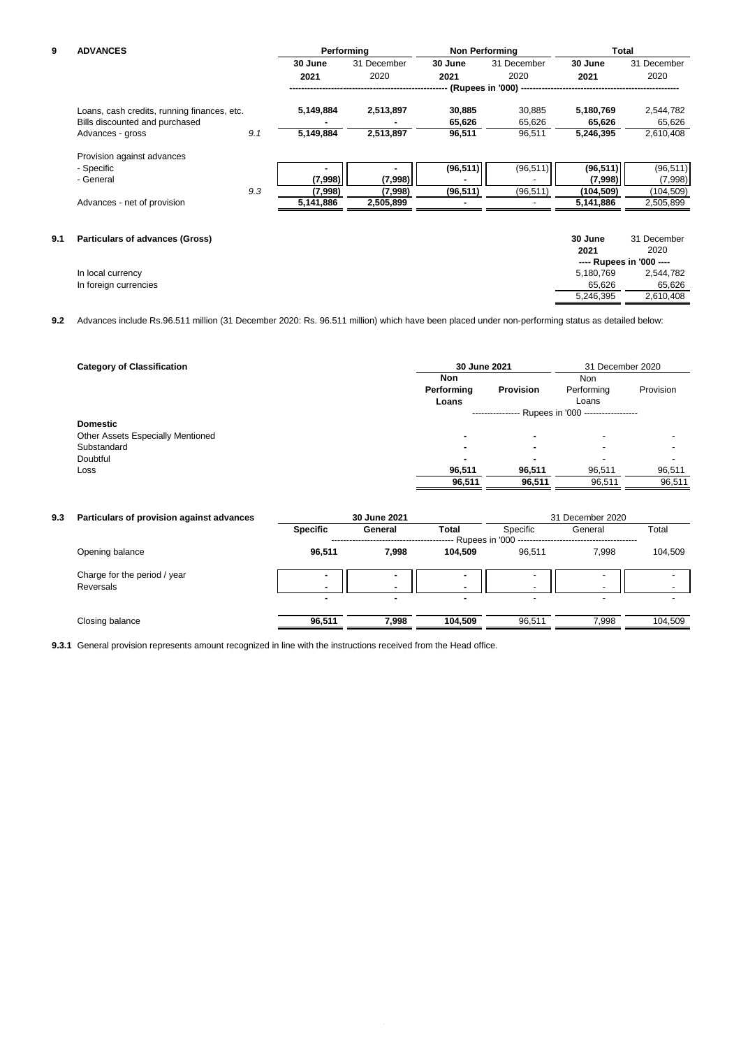## 9 ADVANCES

| | Note | Performing | | Non Performing | | Total | |
|---|---|---|---|---|---|---|---|
| | | **30 June 2021** | 31 December 2020 | **30 June 2021** | 31 December 2020 | **30 June 2021** | 31 December 2020 |
| | | (Rupees in '000) | | | | | |
| Loans, cash credits, running finances, etc. | | **5,149,884** | **2,513,897** | **30,885** | 30,885 | **5,180,769** | 2,544,782 |
| Bills discounted and purchased | | **-** | **-** | **65,626** | 65,626 | **65,626** | 65,626 |
| Advances - gross | 9.1 | **5,149,884** | **2,513,897** | **96,511** | 96,511 | **5,246,395** | 2,610,408 |
| Provision against advances | | | | | | | |
| - Specific | | **-** | **-** | **(96,511)** | (96,511) | **(96,511)** | (96,511) |
| - General | | **(7,998)** | **(7,998)** | **-** | - | **(7,998)** | (7,998) |
| | 9.3 | **(7,998)** | **(7,998)** | **(96,511)** | (96,511) | **(104,509)** | (104,509) |
| Advances - net of provision | | **5,141,886** | **2,505,899** | **-** | - | **5,141,886** | 2,505,899 |

### 9.1 Particulars of advances (Gross)

| | **30 June 2021** | 31 December 2020 |
|---|---|---|
| | ---- Rupees in '000 ---- | |
| In local currency | 5,180,769 | 2,544,782 |
| In foreign currencies | 65,626 | 65,626 |
| | 5,246,395 | 2,610,408 |

**9.2** Advances include Rs.96.511 million (31 December 2020: Rs. 96.511 million) which have been placed under non-performing status as detailed below:

| **Category of Classification** | **30 June 2021** | | 31 December 2020 | |
|---|---|---|---|---|
| | **Non Performing Loans** | **Provision** | Non Performing Loans | Provision |
| | Rupees in '000 | | | |
| **Domestic** | | | | |
| Other Assets Especially Mentioned | **-** | **-** | - | - |
| Substandard | **-** | **-** | - | - |
| Doubtful | **-** | **-** | - | - |
| Loss | **96,511** | **96,511** | 96,511 | 96,511 |
| | **96,511** | **96,511** | 96,511 | 96,511 |

### 9.3 Particulars of provision against advances

| | **30 June 2021** | | | 31 December 2020 | | |
|---|---|---|---|---|---|---|
| | **Specific** | **General** | **Total** | Specific | General | Total |
| | Rupees in '000 | | | | | |
| Opening balance | **96,511** | **7,998** | **104,509** | 96,511 | 7,998 | 104,509 |
| Charge for the period / year | **-** | **-** | **-** | - | - | - |
| Reversals | **-** | **-** | **-** | - | - | - |
| | **-** | **-** | **-** | - | - | - |
| Closing balance | **96,511** | **7,998** | **104,509** | 96,511 | 7,998 | 104,509 |

**9.3.1** General provision represents amount recognized in line with the instructions received from the Head office.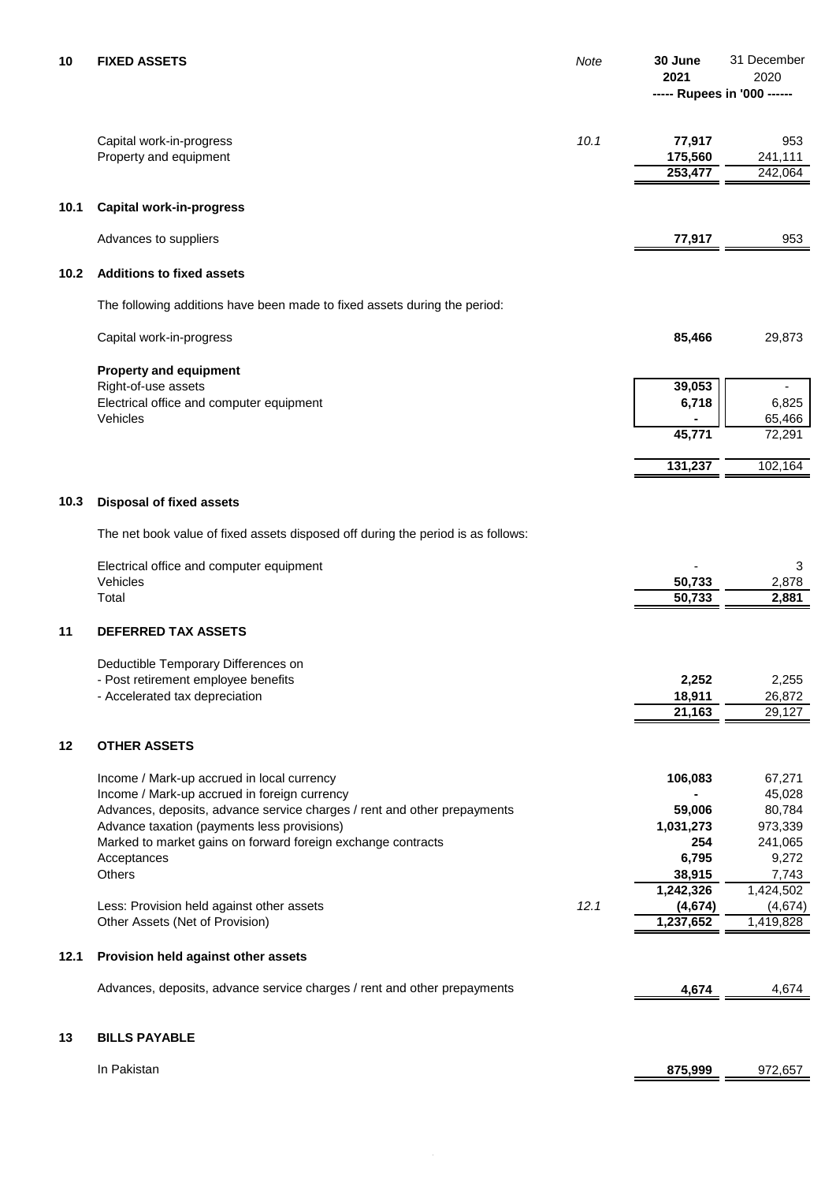## 10 FIXED ASSETS

| | Note | 30 June 2021 | 31 December 2020 |
|---|---|---|---|
| | | ----- Rupees in '000 ------ | |
| Capital work-in-progress | *10.1* | **77,917** | 953 |
| Property and equipment | | **175,560** | 241,111 |
| | | **253,477** | 242,064 |

### 10.1 Capital work-in-progress

| | | 30 June 2021 | 31 December 2020 |
|---|---|---|---|
| Advances to suppliers | | **77,917** | 953 |

### 10.2 Additions to fixed assets

The following additions have been made to fixed assets during the period:

| | 30 June 2021 | 31 December 2020 |
|---|---|---|
| Capital work-in-progress | **85,466** | 29,873 |
| **Property and equipment** | | |
| Right-of-use assets | **39,053** | - |
| Electrical office and computer equipment | **6,718** | 6,825 |
| Vehicles | **-** | 65,466 |
| | **45,771** | 72,291 |
| | **131,237** | 102,164 |

### 10.3 Disposal of fixed assets

The net book value of fixed assets disposed off during the period is as follows:

| | 30 June 2021 | 31 December 2020 |
|---|---|---|
| Electrical office and computer equipment | - | 3 |
| Vehicles | **50,733** | 2,878 |
| Total | **50,733** | **2,881** |

## 11 DEFERRED TAX ASSETS

| | 30 June 2021 | 31 December 2020 |
|---|---|---|
| Deductible Temporary Differences on | | |
| - Post retirement employee benefits | **2,252** | 2,255 |
| - Accelerated tax depreciation | **18,911** | 26,872 |
| | **21,163** | 29,127 |

## 12 OTHER ASSETS

| | Note | 30 June 2021 | 31 December 2020 |
|---|---|---|---|
| Income / Mark-up accrued in local currency | | **106,083** | 67,271 |
| Income / Mark-up accrued in foreign currency | | **-** | 45,028 |
| Advances, deposits, advance service charges / rent and other prepayments | | **59,006** | 80,784 |
| Advance taxation (payments less provisions) | | **1,031,273** | 973,339 |
| Marked to market gains on forward foreign exchange contracts | | **254** | 241,065 |
| Acceptances | | **6,795** | 9,272 |
| Others | | **38,915** | 7,743 |
| | | **1,242,326** | 1,424,502 |
| Less: Provision held against other assets | *12.1* | **(4,674)** | (4,674) |
| Other Assets (Net of Provision) | | **1,237,652** | 1,419,828 |

### 12.1 Provision held against other assets

| | 30 June 2021 | 31 December 2020 |
|---|---|---|
| Advances, deposits, advance service charges / rent and other prepayments | **4,674** | 4,674 |

## 13 BILLS PAYABLE

| | 30 June 2021 | 31 December 2020 |
|---|---|---|
| In Pakistan | **875,999** | 972,657 |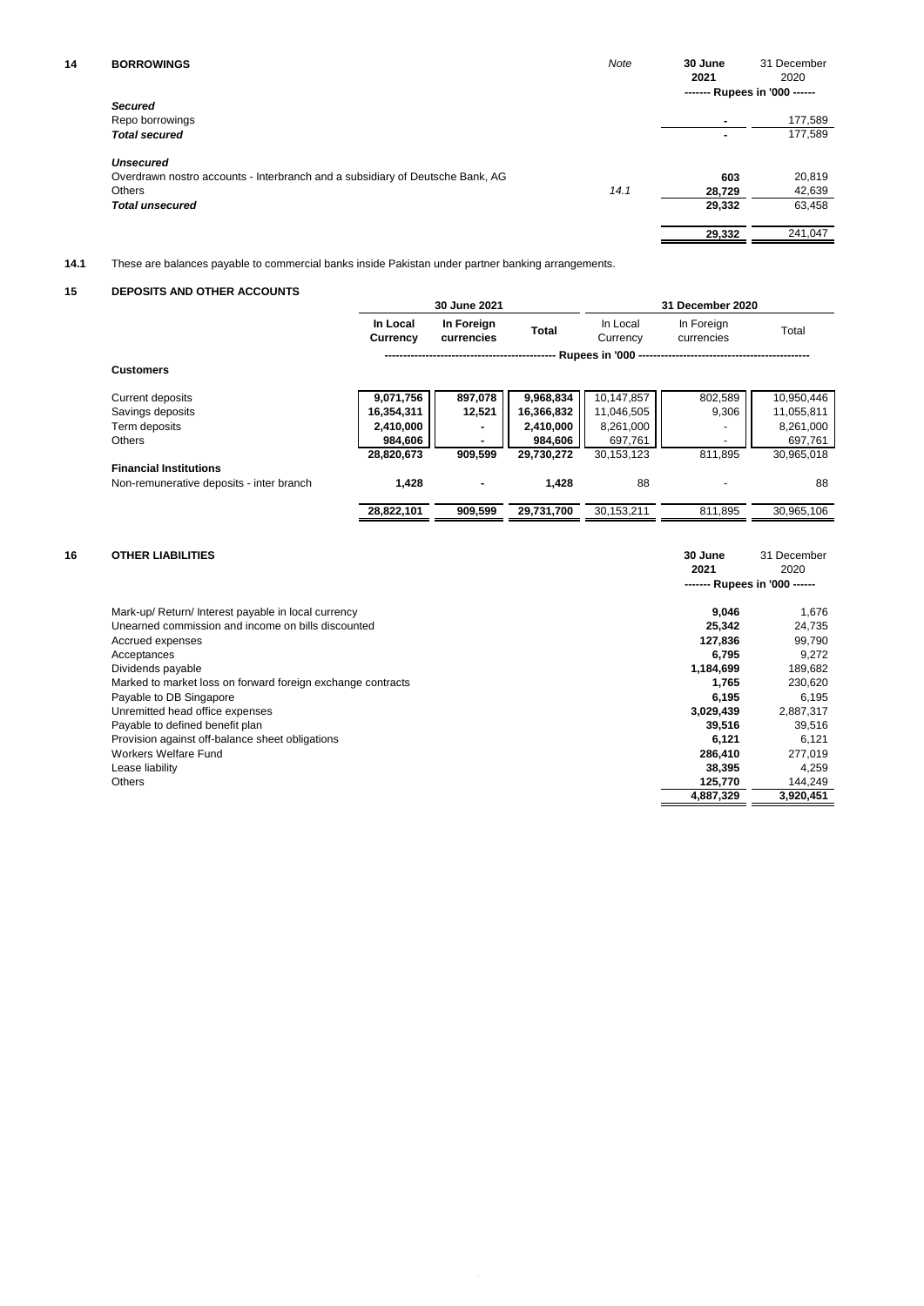## 14 BORROWINGS

| | Note | 30 June 2021 | 31 December 2020 |
|---|---|---|---|
| | | ------- Rupees in '000 ------ | |
| ***Secured*** | | | |
| Repo borrowings | | - | 177,589 |
| ***Total secured*** | | - | 177,589 |
| ***Unsecured*** | | | |
| Overdrawn nostro accounts - Interbranch and a subsidiary of Deutsche Bank, AG | | 603 | 20,819 |
| Others | 14.1 | 28,729 | 42,639 |
| ***Total unsecured*** | | 29,332 | 63,458 |
| | | 29,332 | 241,047 |

**14.1** These are balances payable to commercial banks inside Pakistan under partner banking arrangements.

## 15 DEPOSITS AND OTHER ACCOUNTS

| | 30 June 2021 | | | 31 December 2020 | | |
|---|---|---|---|---|---|---|
| | In Local Currency | In Foreign currencies | Total | In Local Currency | In Foreign currencies | Total |
| | ---------- | ---------- | ---------- | Rupees in '000 | ---------- | ---------- |
| **Customers** | | | | | | |
| Current deposits | 9,071,756 | 897,078 | 9,968,834 | 10,147,857 | 802,589 | 10,950,446 |
| Savings deposits | 16,354,311 | 12,521 | 16,366,832 | 11,046,505 | 9,306 | 11,055,811 |
| Term deposits | 2,410,000 | - | 2,410,000 | 8,261,000 | - | 8,261,000 |
| Others | 984,606 | - | 984,606 | 697,761 | - | 697,761 |
| | 28,820,673 | 909,599 | 29,730,272 | 30,153,123 | 811,895 | 30,965,018 |
| **Financial Institutions** | | | | | | |
| Non-remunerative deposits - inter branch | 1,428 | - | 1,428 | 88 | - | 88 |
| | 28,822,101 | 909,599 | 29,731,700 | 30,153,211 | 811,895 | 30,965,106 |

## 16 OTHER LIABILITIES

| | 30 June 2021 | 31 December 2020 |
|---|---|---|
| | ------- Rupees in '000 ------ | |
| Mark-up/ Return/ Interest payable in local currency | 9,046 | 1,676 |
| Unearned commission and income on bills discounted | 25,342 | 24,735 |
| Accrued expenses | 127,836 | 99,790 |
| Acceptances | 6,795 | 9,272 |
| Dividends payable | 1,184,699 | 189,682 |
| Marked to market loss on forward foreign exchange contracts | 1,765 | 230,620 |
| Payable to DB Singapore | 6,195 | 6,195 |
| Unremitted head office expenses | 3,029,439 | 2,887,317 |
| Payable to defined benefit plan | 39,516 | 39,516 |
| Provision against off-balance sheet obligations | 6,121 | 6,121 |
| Workers Welfare Fund | 286,410 | 277,019 |
| Lease liability | 38,395 | 4,259 |
| Others | 125,770 | 144,249 |
| | 4,887,329 | 3,920,451 |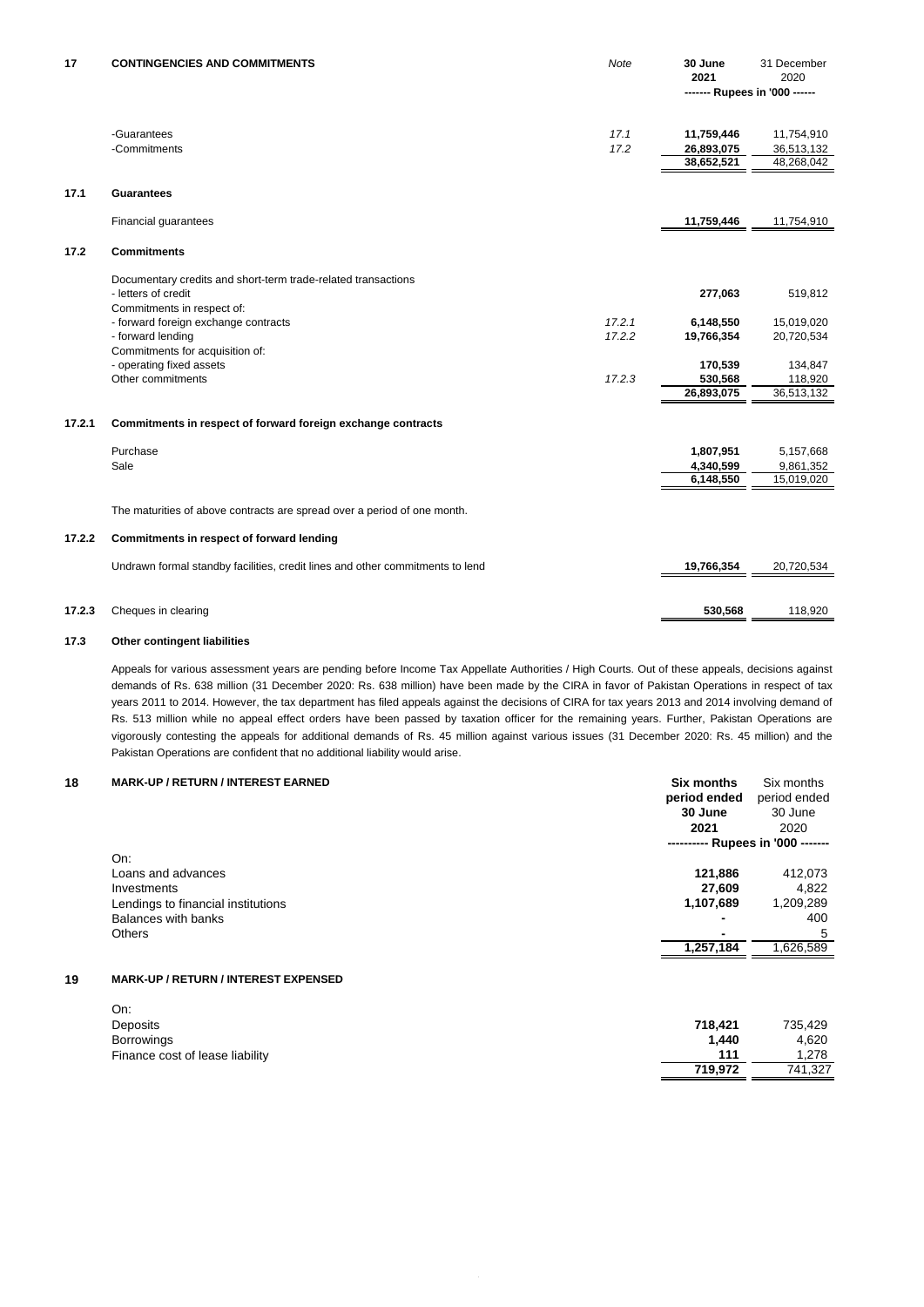## 17 CONTINGENCIES AND COMMITMENTS

| | Note | 30 June 2021 | 31 December 2020 |
|---|---|---|---|
| | | ------- Rupees in '000 ------ | |
| -Guarantees | 17.1 | **11,759,446** | 11,754,910 |
| -Commitments | 17.2 | **26,893,075** | 36,513,132 |
| | | **38,652,521** | 48,268,042 |

### 17.1 Guarantees

| | | | |
|---|---|---|---|
| Financial guarantees | | **11,759,446** | 11,754,910 |

### 17.2 Commitments

| | Note | 30 June 2021 | 31 December 2020 |
|---|---|---|---|
| Documentary credits and short-term trade-related transactions | | | |
| - letters of credit | | **277,063** | 519,812 |
| Commitments in respect of: | | | |
| - forward foreign exchange contracts | 17.2.1 | **6,148,550** | 15,019,020 |
| - forward lending | 17.2.2 | **19,766,354** | 20,720,534 |
| Commitments for acquisition of: | | | |
| - operating fixed assets | | **170,539** | 134,847 |
| Other commitments | 17.2.3 | **530,568** | 118,920 |
| | | **26,893,075** | 36,513,132 |

### 17.2.1 Commitments in respect of forward foreign exchange contracts

| | | | |
|---|---|---|---|
| Purchase | | **1,807,951** | 5,157,668 |
| Sale | | **4,340,599** | 9,861,352 |
| | | **6,148,550** | 15,019,020 |

The maturities of above contracts are spread over a period of one month.

### 17.2.2 Commitments in respect of forward lending

| | | | |
|---|---|---|---|
| Undrawn formal standby facilities, credit lines and other commitments to lend | | **19,766,354** | 20,720,534 |

### 17.2.3 Cheques in clearing

| | | | |
|---|---|---|---|
| Cheques in clearing | | **530,568** | 118,920 |

### 17.3 Other contingent liabilities

Appeals for various assessment years are pending before Income Tax Appellate Authorities / High Courts. Out of these appeals, decisions against demands of Rs. 638 million (31 December 2020: Rs. 638 million) have been made by the CIRA in favor of Pakistan Operations in respect of tax years 2011 to 2014. However, the tax department has filed appeals against the decisions of CIRA for tax years 2013 and 2014 involving demand of Rs. 513 million while no appeal effect orders have been passed by taxation officer for the remaining years. Further, Pakistan Operations are vigorously contesting the appeals for additional demands of Rs. 45 million against various issues (31 December 2020: Rs. 45 million) and the Pakistan Operations are confident that no additional liability would arise.

## 18 MARK-UP / RETURN / INTEREST EARNED

| | Six months period ended 30 June 2021 | Six months period ended 30 June 2020 |
|---|---|---|
| | ---------- Rupees in '000 ------- | |
| On: | | |
| Loans and advances | **121,886** | 412,073 |
| Investments | **27,609** | 4,822 |
| Lendings to financial institutions | **1,107,689** | 1,209,289 |
| Balances with banks | **-** | 400 |
| Others | **-** | 5 |
| | **1,257,184** | 1,626,589 |

## 19 MARK-UP / RETURN / INTEREST EXPENSED

| | | |
|---|---|---|
| On: | | |
| Deposits | **718,421** | 735,429 |
| Borrowings | **1,440** | 4,620 |
| Finance cost of lease liability | **111** | 1,278 |
| | **719,972** | 741,327 |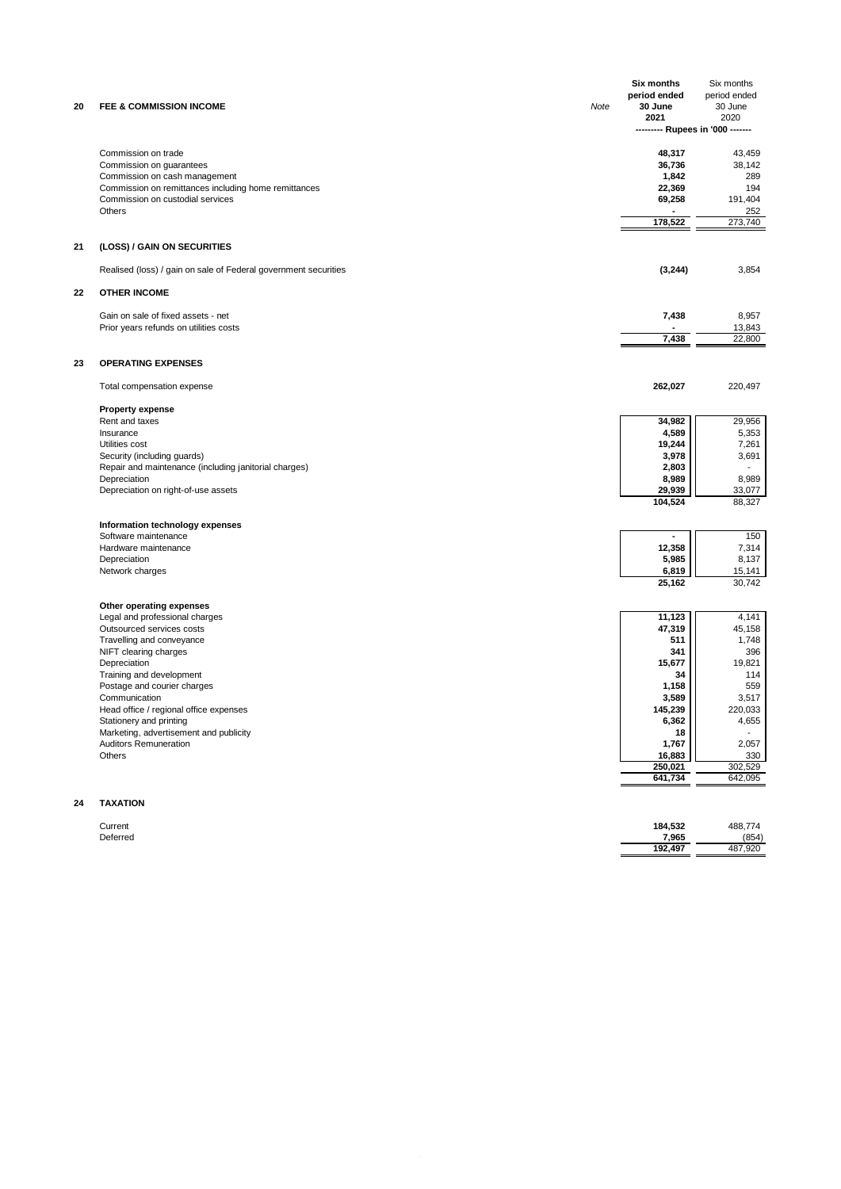| | | Note | Six months period ended 30 June 2021 | Six months period ended 30 June 2020 |
|---|---|---|---|---|
| | | | --------- Rupees in '000 ------- | |
| **20** | **FEE & COMMISSION INCOME** | | | |
| | Commission on trade | | **48,317** | 43,459 |
| | Commission on guarantees | | **36,736** | 38,142 |
| | Commission on cash management | | **1,842** | 289 |
| | Commission on remittances including home remittances | | **22,369** | 194 |
| | Commission on custodial services | | **69,258** | 191,404 |
| | Others | | **-** | 252 |
| | | | **178,522** | 273,740 |
| **21** | **(LOSS) / GAIN ON SECURITIES** | | | |
| | Realised (loss) / gain on sale of Federal government securities | | **(3,244)** | 3,854 |
| **22** | **OTHER INCOME** | | | |
| | Gain on sale of fixed assets - net | | **7,438** | 8,957 |
| | Prior years refunds on utilities costs | | **-** | 13,843 |
| | | | **7,438** | 22,800 |
| **23** | **OPERATING EXPENSES** | | | |
| | Total compensation expense | | **262,027** | 220,497 |
| | **Property expense** | | | |
| | Rent and taxes | | **34,982** | 29,956 |
| | Insurance | | **4,589** | 5,353 |
| | Utilities cost | | **19,244** | 7,261 |
| | Security (including guards) | | **3,978** | 3,691 |
| | Repair and maintenance (including janitorial charges) | | **2,803** | - |
| | Depreciation | | **8,989** | 8,989 |
| | Depreciation on right-of-use assets | | **29,939** | 33,077 |
| | | | **104,524** | 88,327 |
| | **Information technology expenses** | | | |
| | Software maintenance | | **-** | 150 |
| | Hardware maintenance | | **12,358** | 7,314 |
| | Depreciation | | **5,985** | 8,137 |
| | Network charges | | **6,819** | 15,141 |
| | | | **25,162** | 30,742 |
| | **Other operating expenses** | | | |
| | Legal and professional charges | | **11,123** | 4,141 |
| | Outsourced services costs | | **47,319** | 45,158 |
| | Travelling and conveyance | | **511** | 1,748 |
| | NIFT clearing charges | | **341** | 396 |
| | Depreciation | | **15,677** | 19,821 |
| | Training and development | | **34** | 114 |
| | Postage and courier charges | | **1,158** | 559 |
| | Communication | | **3,589** | 3,517 |
| | Head office / regional office expenses | | **145,239** | 220,033 |
| | Stationery and printing | | **6,362** | 4,655 |
| | Marketing, advertisement and publicity | | **18** | - |
| | Auditors Remuneration | | **1,767** | 2,057 |
| | Others | | **16,883** | 330 |
| | | | **250,021** | 302,529 |
| | | | **641,734** | 642,095 |
| **24** | **TAXATION** | | | |
| | Current | | **184,532** | 488,774 |
| | Deferred | | **7,965** | (854) |
| | | | **192,497** | 487,920 |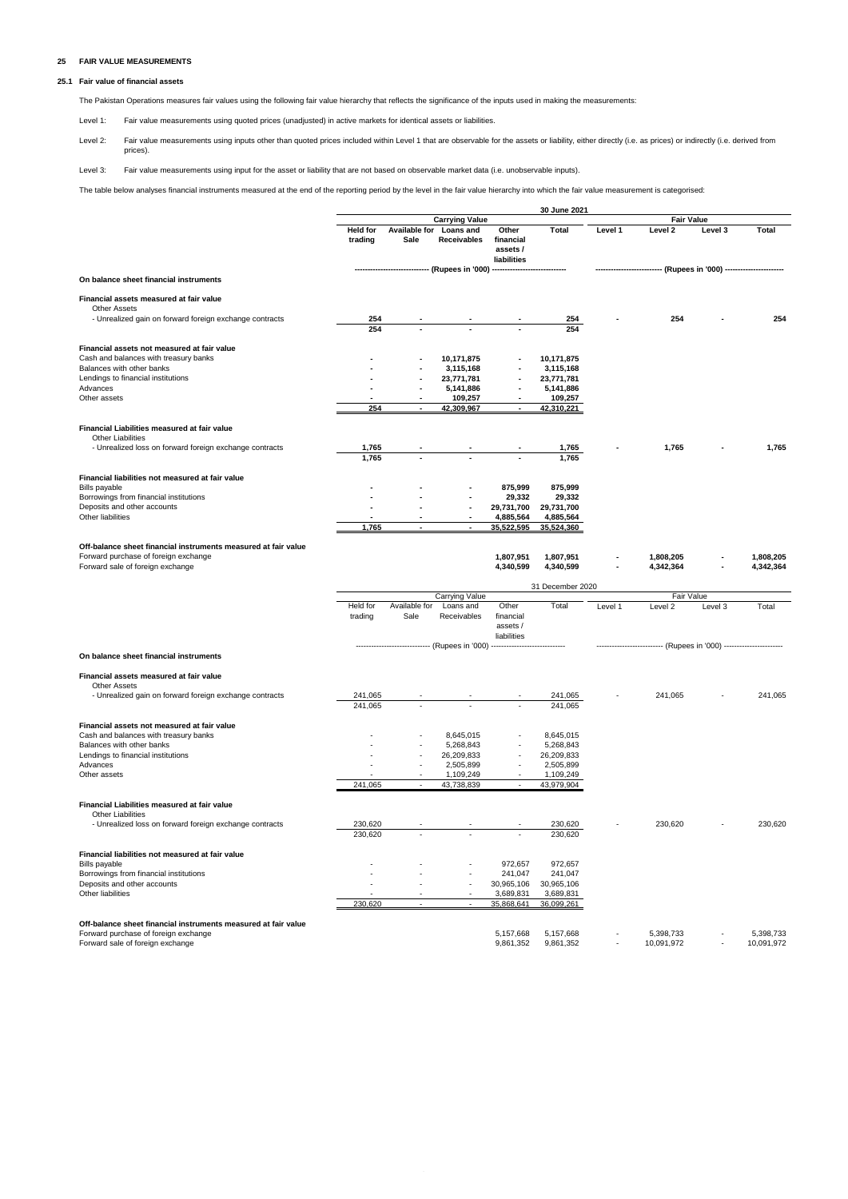## 25 FAIR VALUE MEASUREMENTS

### 25.1 Fair value of financial assets

The Pakistan Operations measures fair values using the following fair value hierarchy that reflects the significance of the inputs used in making the measurements:

Level 1: Fair value measurements using quoted prices (unadjusted) in active markets for identical assets or liabilities.

Level 2: Fair value measurements using inputs other than quoted prices included within Level 1 that are observable for the assets or liability, either directly (i.e. as prices) or indirectly (i.e. derived from prices).

Level 3: Fair value measurements using input for the asset or liability that are not based on observable market data (i.e. unobservable inputs).

The table below analyses financial instruments measured at the end of the reporting period by the level in the fair value hierarchy into which the fair value measurement is categorised:

| | 30 June 2021 | | | | | | | | |
|---|---|---|---|---|---|---|---|---|---|
| | Carrying Value | | | | | Fair Value | | | |
| | Held for trading | Available for Sale | Loans and Receivables | Other financial assets / liabilities | Total | Level 1 | Level 2 | Level 3 | Total |
| | (Rupees in '000) | | | | | (Rupees in '000) | | | |
| **On balance sheet financial instruments** | | | | | | | | | |
| **Financial assets measured at fair value** | | | | | | | | | |
| Other Assets | | | | | | | | | |
| - Unrealized gain on forward foreign exchange contracts | 254 | - | - | - | 254 | - | 254 | - | 254 |
| | 254 | - | - | - | 254 | | | | |
| **Financial assets not measured at fair value** | | | | | | | | | |
| Cash and balances with treasury banks | - | - | 10,171,875 | - | 10,171,875 | | | | |
| Balances with other banks | - | - | 3,115,168 | - | 3,115,168 | | | | |
| Lendings to financial institutions | - | - | 23,771,781 | - | 23,771,781 | | | | |
| Advances | - | - | 5,141,886 | - | 5,141,886 | | | | |
| Other assets | - | - | 109,257 | - | 109,257 | | | | |
| | 254 | - | 42,309,967 | - | 42,310,221 | | | | |
| **Financial Liabilities measured at fair value** | | | | | | | | | |
| Other Liabilities | | | | | | | | | |
| - Unrealized loss on forward foreign exchange contracts | 1,765 | - | - | - | 1,765 | - | 1,765 | - | 1,765 |
| | 1,765 | - | - | - | 1,765 | | | | |
| **Financial liabilities not measured at fair value** | | | | | | | | | |
| Bills payable | - | - | - | 875,999 | 875,999 | | | | |
| Borrowings from financial institutions | - | - | - | 29,332 | 29,332 | | | | |
| Deposits and other accounts | - | - | - | 29,731,700 | 29,731,700 | | | | |
| Other liabilities | - | - | - | 4,885,564 | 4,885,564 | | | | |
| | 1,765 | - | - | 35,522,595 | 35,524,360 | | | | |
| **Off-balance sheet financial instruments measured at fair value** | | | | | | | | | |
| Forward purchase of foreign exchange | | | | 1,807,951 | 1,807,951 | - | 1,808,205 | - | 1,808,205 |
| Forward sale of foreign exchange | | | | 4,340,599 | 4,340,599 | - | 4,342,364 | - | 4,342,364 |

| | 31 December 2020 | | | | | | | | |
|---|---|---|---|---|---|---|---|---|---|
| | Carrying Value | | | | | Fair Value | | | |
| | Held for trading | Available for Sale | Loans and Receivables | Other financial assets / liabilities | Total | Level 1 | Level 2 | Level 3 | Total |
| | (Rupees in '000) | | | | | (Rupees in '000) | | | |
| **On balance sheet financial instruments** | | | | | | | | | |
| **Financial assets measured at fair value** | | | | | | | | | |
| Other Assets | | | | | | | | | |
| - Unrealized gain on forward foreign exchange contracts | 241,065 | - | - | - | 241,065 | - | 241,065 | - | 241,065 |
| | 241,065 | - | - | - | 241,065 | | | | |
| **Financial assets not measured at fair value** | | | | | | | | | |
| Cash and balances with treasury banks | - | - | 8,645,015 | - | 8,645,015 | | | | |
| Balances with other banks | - | - | 5,268,843 | - | 5,268,843 | | | | |
| Lendings to financial institutions | - | - | 26,209,833 | - | 26,209,833 | | | | |
| Advances | - | - | 2,505,899 | - | 2,505,899 | | | | |
| Other assets | - | - | 1,109,249 | - | 1,109,249 | | | | |
| | 241,065 | - | 43,738,839 | - | 43,979,904 | | | | |
| **Financial Liabilities measured at fair value** | | | | | | | | | |
| Other Liabilities | | | | | | | | | |
| - Unrealized loss on forward foreign exchange contracts | 230,620 | - | - | - | 230,620 | - | 230,620 | - | 230,620 |
| | 230,620 | - | - | - | 230,620 | | | | |
| **Financial liabilities not measured at fair value** | | | | | | | | | |
| Bills payable | - | - | - | 972,657 | 972,657 | | | | |
| Borrowings from financial institutions | - | - | - | 241,047 | 241,047 | | | | |
| Deposits and other accounts | - | - | - | 30,965,106 | 30,965,106 | | | | |
| Other liabilities | - | - | - | 3,689,831 | 3,689,831 | | | | |
| | 230,620 | - | - | 35,868,641 | 36,099,261 | | | | |
| **Off-balance sheet financial instruments measured at fair value** | | | | | | | | | |
| Forward purchase of foreign exchange | | | | 5,157,668 | 5,157,668 | - | 5,398,733 | - | 5,398,733 |
| Forward sale of foreign exchange | | | | 9,861,352 | 9,861,352 | - | 10,091,972 | - | 10,091,972 |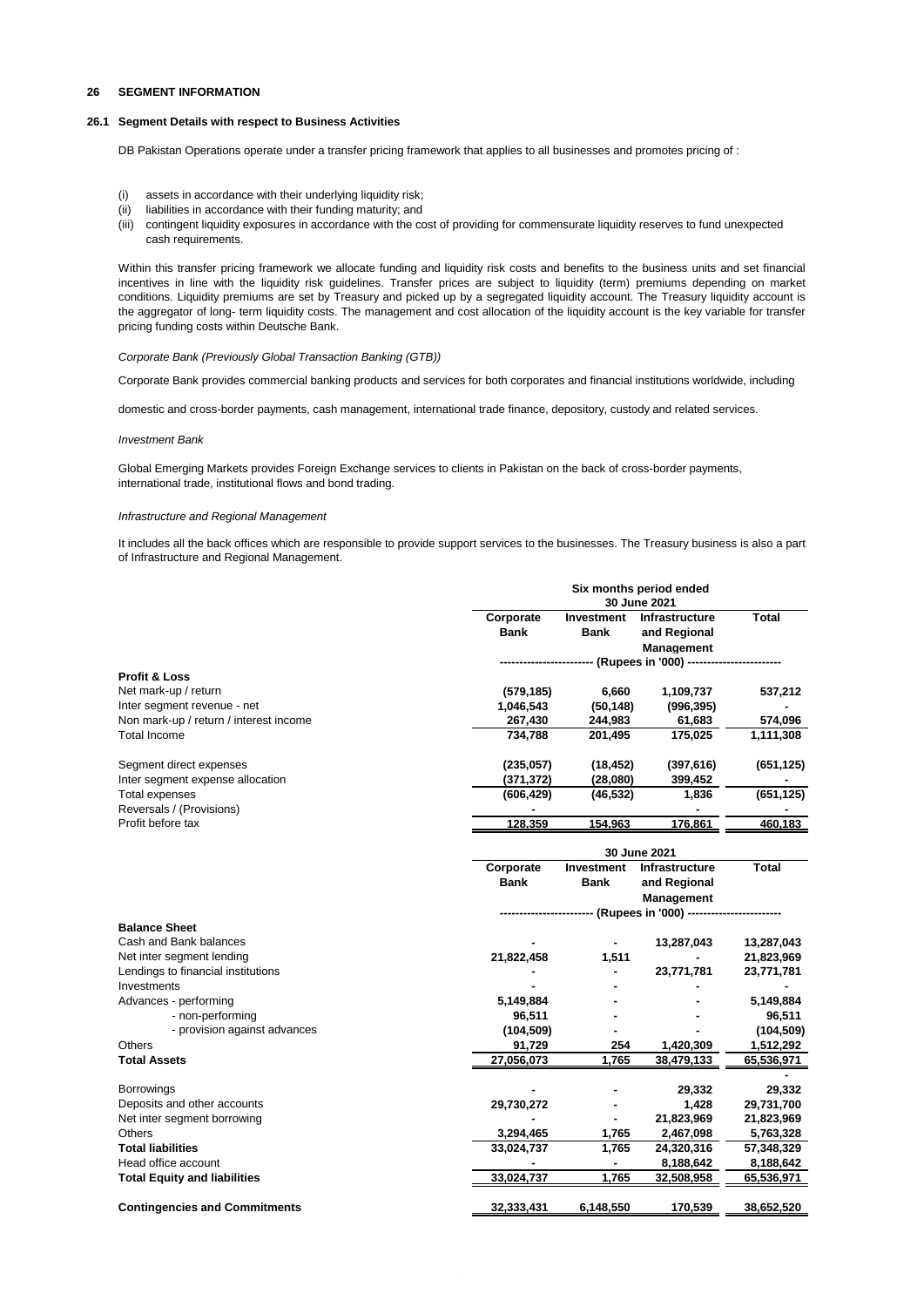## 26 SEGMENT INFORMATION

### 26.1 Segment Details with respect to Business Activities

DB Pakistan Operations operate under a transfer pricing framework that applies to all businesses and promotes pricing of :

(i) assets in accordance with their underlying liquidity risk;
(ii) liabilities in accordance with their funding maturity; and
(iii) contingent liquidity exposures in accordance with the cost of providing for commensurate liquidity reserves to fund unexpected cash requirements.

Within this transfer pricing framework we allocate funding and liquidity risk costs and benefits to the business units and set financial incentives in line with the liquidity risk guidelines. Transfer prices are subject to liquidity (term) premiums depending on market conditions. Liquidity premiums are set by Treasury and picked up by a segregated liquidity account. The Treasury liquidity account is the aggregator of long- term liquidity costs. The management and cost allocation of the liquidity account is the key variable for transfer pricing funding costs within Deutsche Bank.

*Corporate Bank (Previously Global Transaction Banking (GTB))*

Corporate Bank provides commercial banking products and services for both corporates and financial institutions worldwide, including

domestic and cross-border payments, cash management, international trade finance, depository, custody and related services.

*Investment Bank*

Global Emerging Markets provides Foreign Exchange services to clients in Pakistan on the back of cross-border payments, international trade, institutional flows and bond trading.

*Infrastructure and Regional Management*

It includes all the back offices which are responsible to provide support services to the businesses. The Treasury business is also a part of Infrastructure and Regional Management.

| | Six months period ended 30 June 2021 | | | |
|---|---|---|---|---|
| | Corporate Bank | Investment Bank | Infrastructure and Regional Management | Total |
| | (Rupees in '000) | | | |
| **Profit & Loss** | | | | |
| Net mark-up / return | (579,185) | 6,660 | 1,109,737 | 537,212 |
| Inter segment revenue - net | 1,046,543 | (50,148) | (996,395) | - |
| Non mark-up / return / interest income | 267,430 | 244,983 | 61,683 | 574,096 |
| Total Income | 734,788 | 201,495 | 175,025 | 1,111,308 |
| Segment direct expenses | (235,057) | (18,452) | (397,616) | (651,125) |
| Inter segment expense allocation | (371,372) | (28,080) | 399,452 | - |
| Total expenses | (606,429) | (46,532) | 1,836 | (651,125) |
| Reversals / (Provisions) | - | - | - | - |
| Profit before tax | 128,359 | 154,963 | 176,861 | 460,183 |

| | 30 June 2021 | | | |
|---|---|---|---|---|
| | Corporate Bank | Investment Bank | Infrastructure and Regional Management | Total |
| | (Rupees in '000) | | | |
| **Balance Sheet** | | | | |
| Cash and Bank balances | - | - | 13,287,043 | 13,287,043 |
| Net inter segment lending | 21,822,458 | 1,511 | - | 21,823,969 |
| Lendings to financial institutions | - | - | 23,771,781 | 23,771,781 |
| Investments | - | - | - | - |
| Advances - performing | 5,149,884 | - | - | 5,149,884 |
| - non-performing | 96,511 | - | - | 96,511 |
| - provision against advances | (104,509) | - | - | (104,509) |
| Others | 91,729 | 254 | 1,420,309 | 1,512,292 |
| **Total Assets** | 27,056,073 | 1,765 | 38,479,133 | 65,536,971 |
| | | | | - |
| Borrowings | - | - | 29,332 | 29,332 |
| Deposits and other accounts | 29,730,272 | - | 1,428 | 29,731,700 |
| Net inter segment borrowing | - | - | 21,823,969 | 21,823,969 |
| Others | 3,294,465 | 1,765 | 2,467,098 | 5,763,328 |
| **Total liabilities** | 33,024,737 | 1,765 | 24,320,316 | 57,348,329 |
| Head office account | - | - | 8,188,642 | 8,188,642 |
| **Total Equity and liabilities** | 33,024,737 | 1,765 | 32,508,958 | 65,536,971 |
| **Contingencies and Commitments** | 32,333,431 | 6,148,550 | 170,539 | 38,652,520 |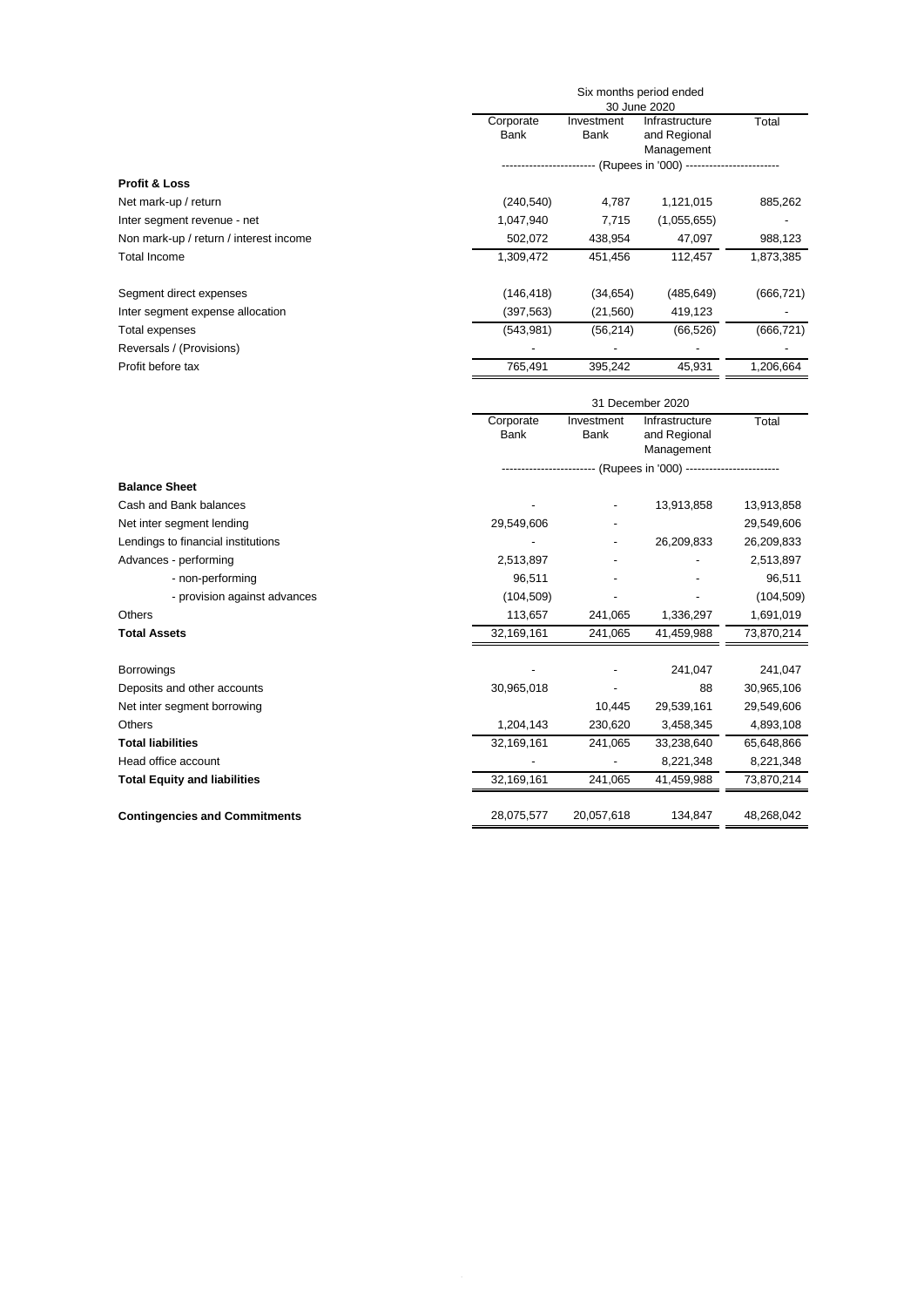| | Six months period ended 30 June 2020 | | | |
|---|---|---|---|---|
| | Corporate Bank | Investment Bank | Infrastructure and Regional Management | Total |
| | ----------------------- (Rupees in '000) ----------------------- | | | |
| **Profit & Loss** | | | | |
| Net mark-up / return | (240,540) | 4,787 | 1,121,015 | 885,262 |
| Inter segment revenue - net | 1,047,940 | 7,715 | (1,055,655) | - |
| Non mark-up / return / interest income | 502,072 | 438,954 | 47,097 | 988,123 |
| Total Income | 1,309,472 | 451,456 | 112,457 | 1,873,385 |
| | | | | |
| Segment direct expenses | (146,418) | (34,654) | (485,649) | (666,721) |
| Inter segment expense allocation | (397,563) | (21,560) | 419,123 | - |
| Total expenses | (543,981) | (56,214) | (66,526) | (666,721) |
| Reversals / (Provisions) | - | - | - | - |
| Profit before tax | 765,491 | 395,242 | 45,931 | 1,206,664 |

| | 31 December 2020 | | | |
|---|---|---|---|---|
| | Corporate Bank | Investment Bank | Infrastructure and Regional Management | Total |
| | ----------------------- (Rupees in '000) ----------------------- | | | |
| **Balance Sheet** | | | | |
| Cash and Bank balances | - | - | 13,913,858 | 13,913,858 |
| Net inter segment lending | 29,549,606 | - | | 29,549,606 |
| Lendings to financial institutions | - | - | 26,209,833 | 26,209,833 |
| Advances - performing | 2,513,897 | - | - | 2,513,897 |
| - non-performing | 96,511 | - | - | 96,511 |
| - provision against advances | (104,509) | - | - | (104,509) |
| Others | 113,657 | 241,065 | 1,336,297 | 1,691,019 |
| **Total Assets** | 32,169,161 | 241,065 | 41,459,988 | 73,870,214 |
| | | | | |
| Borrowings | - | - | 241,047 | 241,047 |
| Deposits and other accounts | 30,965,018 | - | 88 | 30,965,106 |
| Net inter segment borrowing | | 10,445 | 29,539,161 | 29,549,606 |
| Others | 1,204,143 | 230,620 | 3,458,345 | 4,893,108 |
| **Total liabilities** | 32,169,161 | 241,065 | 33,238,640 | 65,648,866 |
| Head office account | - | - | 8,221,348 | 8,221,348 |
| **Total Equity and liabilities** | 32,169,161 | 241,065 | 41,459,988 | 73,870,214 |
| | | | | |
| **Contingencies and Commitments** | 28,075,577 | 20,057,618 | 134,847 | 48,268,042 |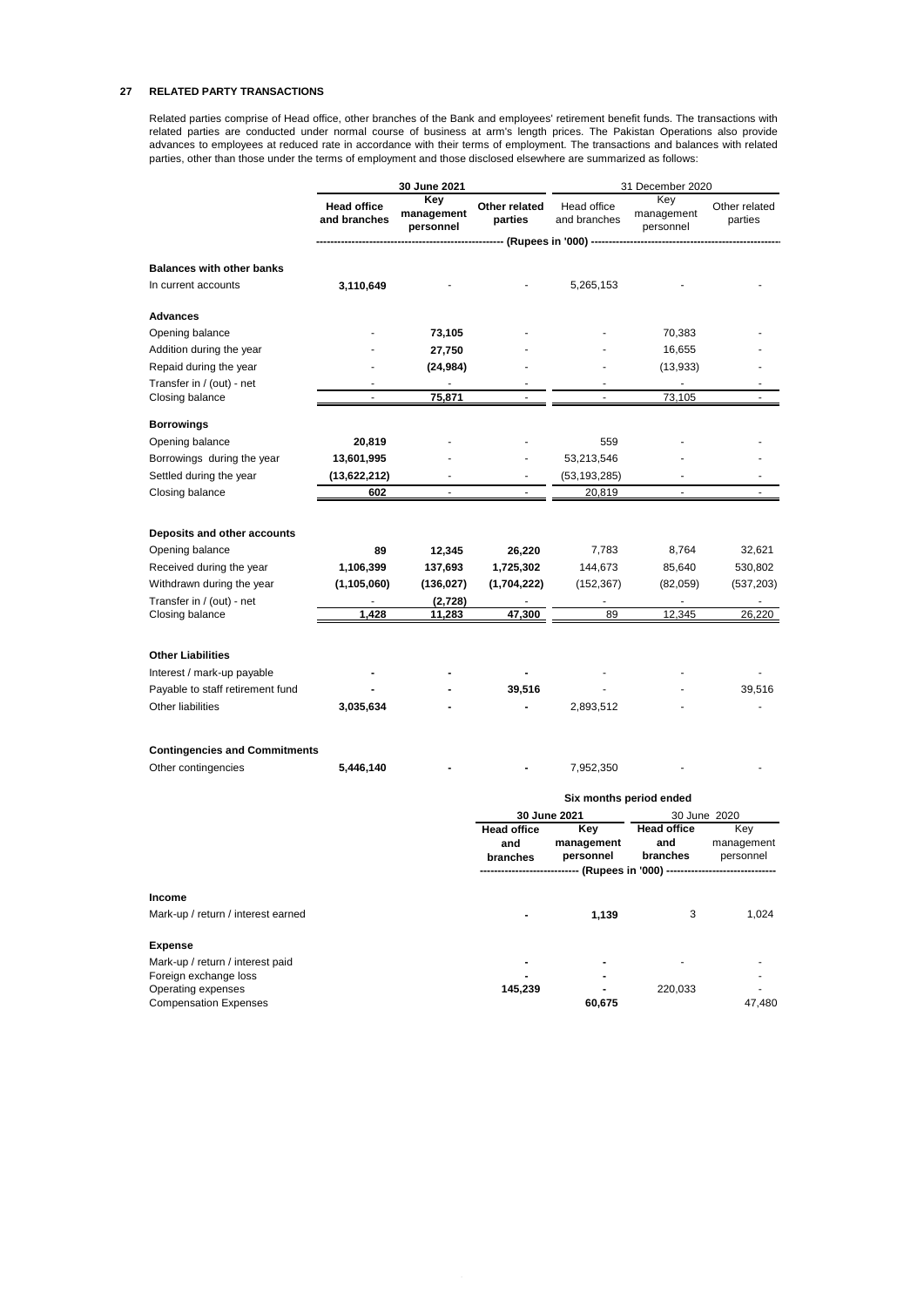## 27 RELATED PARTY TRANSACTIONS

Related parties comprise of Head office, other branches of the Bank and employees' retirement benefit funds. The transactions with related parties are conducted under normal course of business at arm's length prices. The Pakistan Operations also provide advances to employees at reduced rate in accordance with their terms of employment. The transactions and balances with related parties, other than those under the terms of employment and those disclosed elsewhere are summarized as follows:

| | 30 June 2021 | | | 31 December 2020 | | |
|---|---|---|---|---|---|---|
| | **Head office and branches** | **Key management personnel** | **Other related parties** | Head office and branches | Key management personnel | Other related parties |
| | (Rupees in '000) | | | | | |
| **Balances with other banks** | | | | | | |
| In current accounts | **3,110,649** | - | - | 5,265,153 | - | - |
| **Advances** | | | | | | |
| Opening balance | - | **73,105** | - | - | 70,383 | - |
| Addition during the year | - | **27,750** | - | - | 16,655 | - |
| Repaid during the year | - | **(24,984)** | - | - | (13,933) | - |
| Transfer in / (out) - net | - | - | - | - | - | - |
| Closing balance | - | **75,871** | - | - | 73,105 | - |
| **Borrowings** | | | | | | |
| Opening balance | **20,819** | - | - | 559 | - | - |
| Borrowings during the year | **13,601,995** | - | - | 53,213,546 | - | - |
| Settled during the year | **(13,622,212)** | - | - | (53,193,285) | - | - |
| Closing balance | **602** | - | - | 20,819 | - | - |
| **Deposits and other accounts** | | | | | | |
| Opening balance | **89** | **12,345** | **26,220** | 7,783 | 8,764 | 32,621 |
| Received during the year | **1,106,399** | **137,693** | **1,725,302** | 144,673 | 85,640 | 530,802 |
| Withdrawn during the year | **(1,105,060)** | **(136,027)** | **(1,704,222)** | (152,367) | (82,059) | (537,203) |
| Transfer in / (out) - net | - | **(2,728)** | - | - | - | - |
| Closing balance | **1,428** | **11,283** | **47,300** | 89 | 12,345 | 26,220 |
| **Other Liabilities** | | | | | | |
| Interest / mark-up payable | **-** | **-** | **-** | - | - | - |
| Payable to staff retirement fund | **-** | **-** | **39,516** | - | - | 39,516 |
| Other liabilities | **3,035,634** | **-** | **-** | 2,893,512 | - | - |
| **Contingencies and Commitments** | | | | | | |
| Other contingencies | **5,446,140** | **-** | **-** | 7,952,350 | - | - |

| | Six months period ended | | | |
|---|---|---|---|---|
| | 30 June 2021 | | 30 June 2020 | |
| | **Head office and branches** | **Key management personnel** | **Head office and branches** | Key management personnel |
| | (Rupees in '000) | | | |
| **Income** | | | | |
| Mark-up / return / interest earned | **-** | **1,139** | 3 | 1,024 |
| **Expense** | | | | |
| Mark-up / return / interest paid | **-** | **-** | - | - |
| Foreign exchange loss | **-** | **-** | | - |
| Operating expenses | **145,239** | **-** | 220,033 | - |
| Compensation Expenses | | **60,675** | | 47,480 |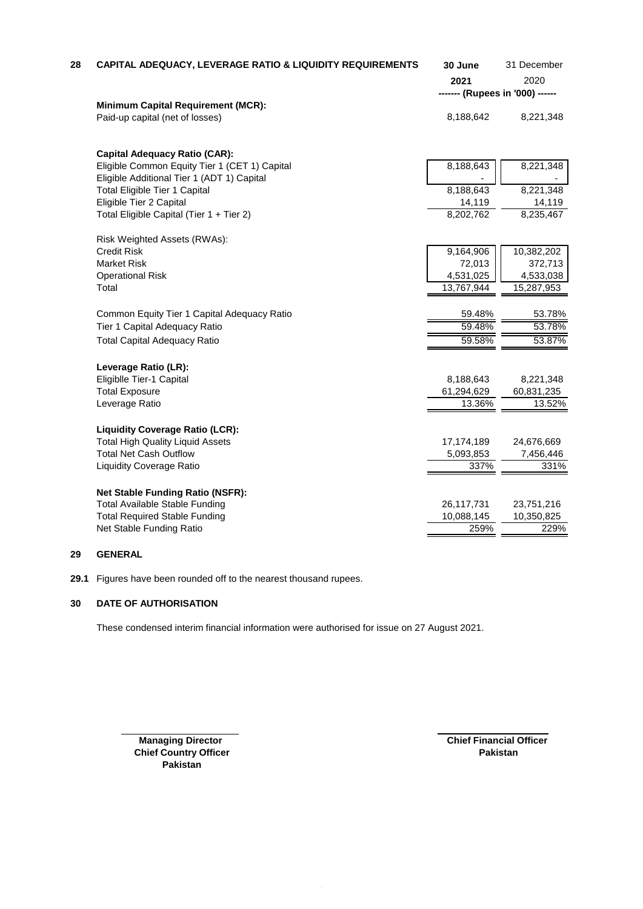## 28 CAPITAL ADEQUACY, LEVERAGE RATIO & LIQUIDITY REQUIREMENTS

| | 30 June 2021 | 31 December 2020 |
|---|---|---|
| | ------- (Rupees in '000) ------ | |
| **Minimum Capital Requirement (MCR):** | | |
| Paid-up capital (net of losses) | 8,188,642 | 8,221,348 |
| | | |
| **Capital Adequacy Ratio (CAR):** | | |
| Eligible Common Equity Tier 1 (CET 1) Capital | 8,188,643 | 8,221,348 |
| Eligible Additional Tier 1 (ADT 1) Capital | - | - |
| Total Eligible Tier 1 Capital | 8,188,643 | 8,221,348 |
| Eligible Tier 2 Capital | 14,119 | 14,119 |
| Total Eligible Capital (Tier 1 + Tier 2) | 8,202,762 | 8,235,467 |
| | | |
| Risk Weighted Assets (RWAs): | | |
| Credit Risk | 9,164,906 | 10,382,202 |
| Market Risk | 72,013 | 372,713 |
| Operational Risk | 4,531,025 | 4,533,038 |
| Total | 13,767,944 | 15,287,953 |
| | | |
| Common Equity Tier 1 Capital Adequacy Ratio | 59.48% | 53.78% |
| Tier 1 Capital Adequacy Ratio | 59.48% | 53.78% |
| Total Capital Adequacy Ratio | 59.58% | 53.87% |
| | | |
| **Leverage Ratio (LR):** | | |
| Eligiblle Tier-1 Capital | 8,188,643 | 8,221,348 |
| Total Exposure | 61,294,629 | 60,831,235 |
| Leverage Ratio | 13.36% | 13.52% |
| | | |
| **Liquidity Coverage Ratio (LCR):** | | |
| Total High Quality Liquid Assets | 17,174,189 | 24,676,669 |
| Total Net Cash Outflow | 5,093,853 | 7,456,446 |
| Liquidity Coverage Ratio | 337% | 331% |
| | | |
| **Net Stable Funding Ratio (NSFR):** | | |
| Total Available Stable Funding | 26,117,731 | 23,751,216 |
| Total Required Stable Funding | 10,088,145 | 10,350,825 |
| Net Stable Funding Ratio | 259% | 229% |

## 29 GENERAL

**29.1** Figures have been rounded off to the nearest thousand rupees.

## 30 DATE OF AUTHORISATION

These condensed interim financial information were authorised for issue on 27 August 2021.

**Managing Director**
**Chief Country Officer**
**Pakistan**

**Chief Financial Officer**
**Pakistan**